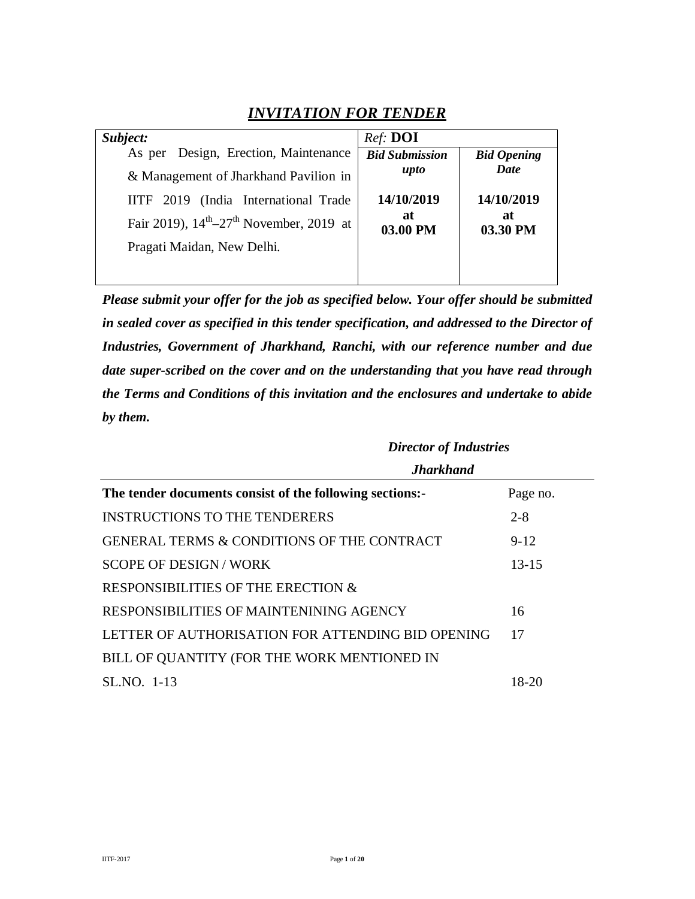# *INVITATION FOR TENDER*

| *Subject:* | *Ref:* **DOI** | |
|---|---|---|
| As per Design, Erection, Maintenance & Management of Jharkhand Pavilion in IITF 2019 (India International Trade Fair 2019), $14^{th}$–$27^{th}$ November, 2019 at Pragati Maidan, New Delhi. | ***Bid Submission upto*** <br> **14/10/2019 at 03.00 PM** | ***Bid Opening Date*** <br> **14/10/2019 at 03.30 PM** |

***Please submit your offer for the job as specified below. Your offer should be submitted in sealed cover as specified in this tender specification, and addressed to the Director of Industries, Government of Jharkhand, Ranchi, with our reference number and due date super-scribed on the cover and on the understanding that you have read through the Terms and Conditions of this invitation and the enclosures and undertake to abide by them.***

***Director of Industries***
***Jharkhand***

| **The tender documents consist of the following sections:-** | Page no. |
|---|---|
| INSTRUCTIONS TO THE TENDERERS | 2-8 |
| GENERAL TERMS & CONDITIONS OF THE CONTRACT | 9-12 |
| SCOPE OF DESIGN / WORK | 13-15 |
| RESPONSIBILITIES OF THE ERECTION & RESPONSIBILITIES OF MAINTENINING AGENCY | 16 |
| LETTER OF AUTHORISATION FOR ATTENDING BID OPENING | 17 |
| BILL OF QUANTITY (FOR THE WORK MENTIONED IN SL.NO. 1-13 | 18-20 |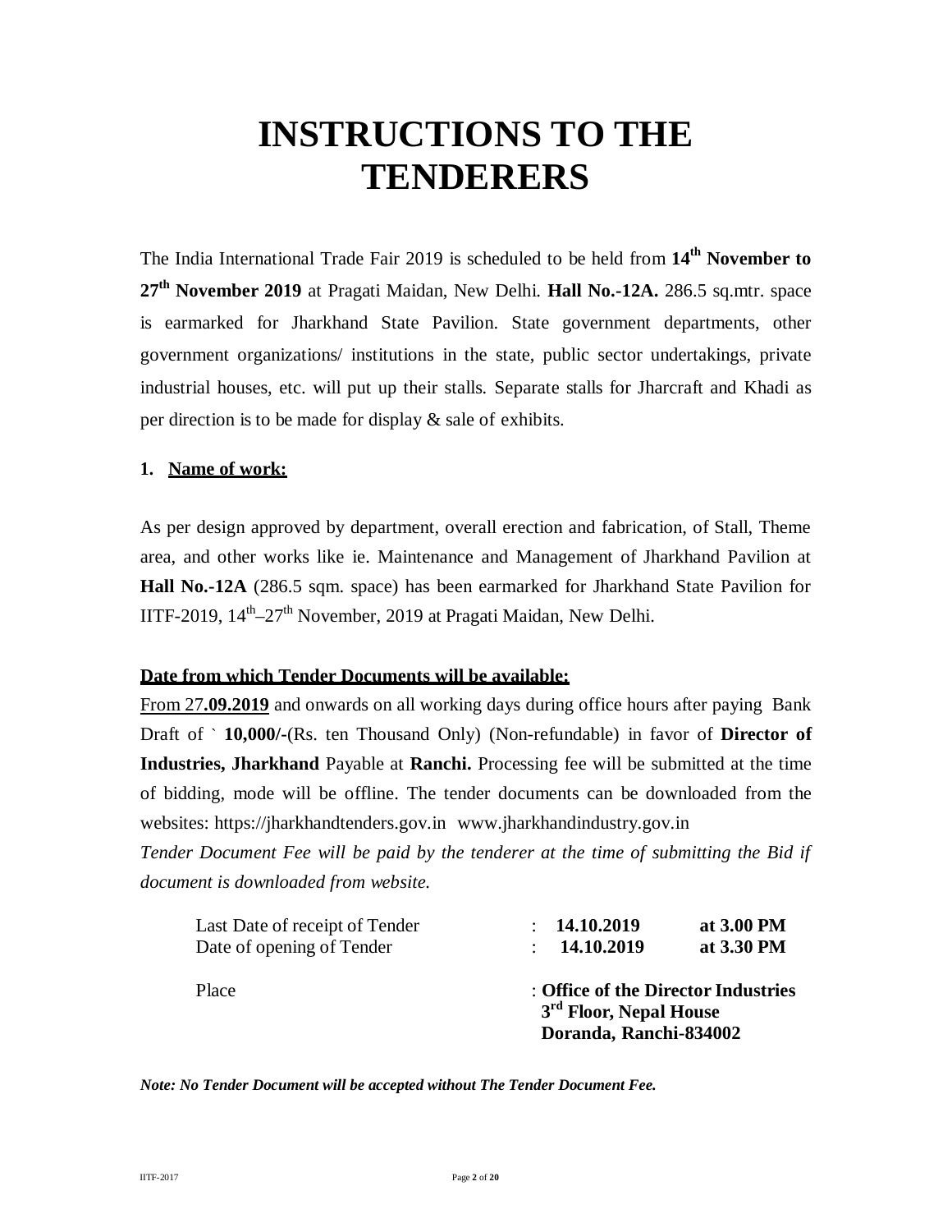# INSTRUCTIONS TO THE TENDERERS

The India International Trade Fair 2019 is scheduled to be held from **14th November to 27th November 2019** at Pragati Maidan, New Delhi. **Hall No.-12A.** 286.5 sq.mtr. space is earmarked for Jharkhand State Pavilion. State government departments, other government organizations/ institutions in the state, public sector undertakings, private industrial houses, etc. will put up their stalls. Separate stalls for Jharcraft and Khadi as per direction is to be made for display & sale of exhibits.

**1. Name of work:**

As per design approved by department, overall erection and fabrication, of Stall, Theme area, and other works like ie. Maintenance and Management of Jharkhand Pavilion at **Hall No.-12A** (286.5 sqm. space) has been earmarked for Jharkhand State Pavilion for IITF-2019, 14th–27th November, 2019 at Pragati Maidan, New Delhi.

**Date from which Tender Documents will be available:**

From 27**.09.2019** and onwards on all working days during office hours after paying Bank Draft of ` **10,000/-**(Rs. ten Thousand Only) (Non-refundable) in favor of **Director of Industries, Jharkhand** Payable at **Ranchi.** Processing fee will be submitted at the time of bidding, mode will be offline. The tender documents can be downloaded from the websites: https://jharkhandtenders.gov.in www.jharkhandindustry.gov.in

*Tender Document Fee will be paid by the tenderer at the time of submitting the Bid if document is downloaded from website.*

| | | | |
|---|---|---|---|
| Last Date of receipt of Tender | : | **14.10.2019** | **at 3.00 PM** |
| Date of opening of Tender | : | **14.10.2019** | **at 3.30 PM** |

Place : **Office of the Director Industries**
**3rd Floor, Nepal House**
**Doranda, Ranchi-834002**

***Note: No Tender Document will be accepted without The Tender Document Fee.***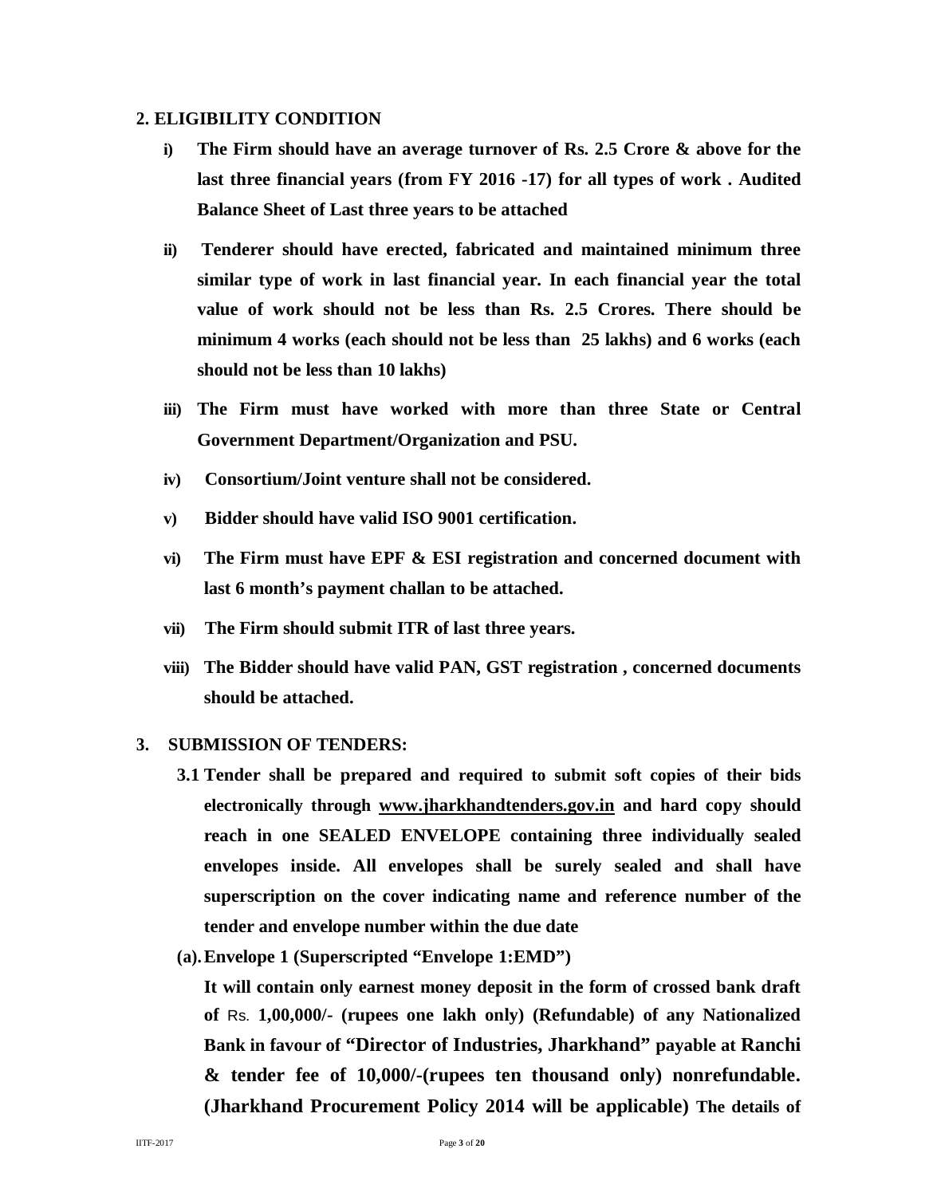## 2. ELIGIBILITY CONDITION

i) **The Firm should have an average turnover of Rs. 2.5 Crore & above for the last three financial years (from FY 2016 -17) for all types of work . Audited Balance Sheet of Last three years to be attached**

ii) **Tenderer should have erected, fabricated and maintained minimum three similar type of work in last financial year. In each financial year the total value of work should not be less than Rs. 2.5 Crores. There should be minimum 4 works (each should not be less than 25 lakhs) and 6 works (each should not be less than 10 lakhs)**

iii) **The Firm must have worked with more than three State or Central Government Department/Organization and PSU.**

iv) **Consortium/Joint venture shall not be considered.**

v) **Bidder should have valid ISO 9001 certification.**

vi) **The Firm must have EPF & ESI registration and concerned document with last 6 month's payment challan to be attached.**

vii) **The Firm should submit ITR of last three years.**

viii) **The Bidder should have valid PAN, GST registration , concerned documents should be attached.**

## 3. SUBMISSION OF TENDERS:

**3.1 Tender shall be prepared and required to submit soft copies of their bids electronically through <u>www.jharkhandtenders.gov.in</u> and hard copy should reach in one SEALED ENVELOPE containing three individually sealed envelopes inside. All envelopes shall be surely sealed and shall have superscription on the cover indicating name and reference number of the tender and envelope number within the due date**

**(a). Envelope 1 (Superscripted "Envelope 1:EMD")**

**It will contain only earnest money deposit in the form of crossed bank draft of** Rs. **1,00,000/- (rupees one lakh only) (Refundable) of any Nationalized Bank in favour of "Director of Industries, Jharkhand" payable at Ranchi & tender fee of 10,000/-(rupees ten thousand only) nonrefundable. (Jharkhand Procurement Policy 2014 will be applicable) The details of**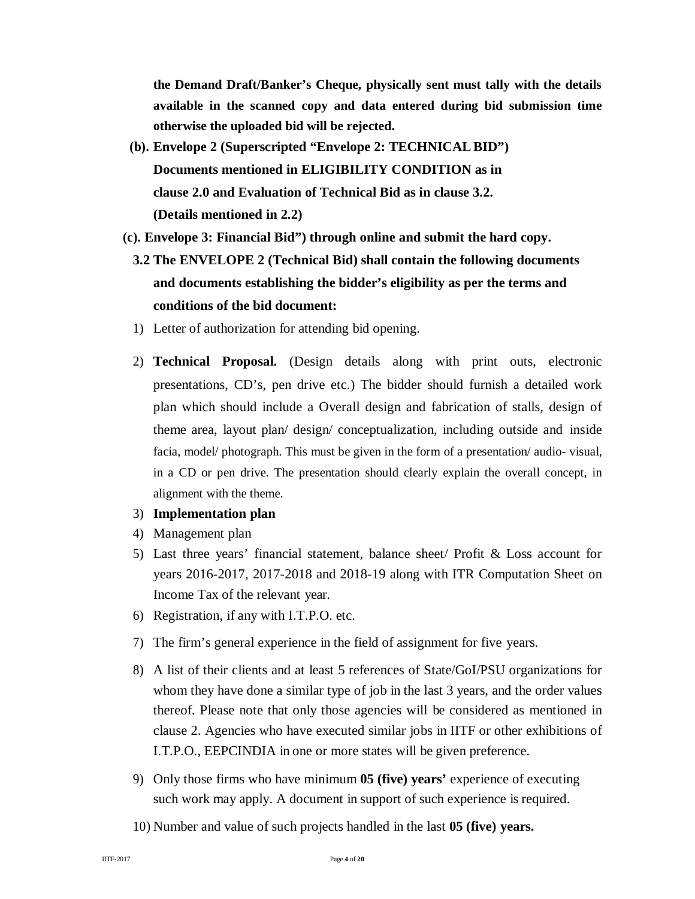**the Demand Draft/Banker's Cheque, physically sent must tally with the details available in the scanned copy and data entered during bid submission time otherwise the uploaded bid will be rejected.**

**(b). Envelope 2 (Superscripted "Envelope 2: TECHNICAL BID") Documents mentioned in ELIGIBILITY CONDITION as in clause 2.0 and Evaluation of Technical Bid as in clause 3.2. (Details mentioned in 2.2)**

**(c). Envelope 3: Financial Bid") through online and submit the hard copy.**

**3.2 The ENVELOPE 2 (Technical Bid) shall contain the following documents and documents establishing the bidder's eligibility as per the terms and conditions of the bid document:**

1) Letter of authorization for attending bid opening.
2) **Technical Proposal.** (Design details along with print outs, electronic presentations, CD's, pen drive etc.) The bidder should furnish a detailed work plan which should include a Overall design and fabrication of stalls, design of theme area, layout plan/ design/ conceptualization, including outside and inside facia, model/ photograph. This must be given in the form of a presentation/ audio- visual, in a CD or pen drive. The presentation should clearly explain the overall concept, in alignment with the theme.
3) **Implementation plan**
4) Management plan
5) Last three years' financial statement, balance sheet/ Profit & Loss account for years 2016-2017, 2017-2018 and 2018-19 along with ITR Computation Sheet on Income Tax of the relevant year.
6) Registration, if any with I.T.P.O. etc.
7) The firm's general experience in the field of assignment for five years.
8) A list of their clients and at least 5 references of State/GoI/PSU organizations for whom they have done a similar type of job in the last 3 years, and the order values thereof. Please note that only those agencies will be considered as mentioned in clause 2. Agencies who have executed similar jobs in IITF or other exhibitions of I.T.P.O., EEPCINDIA in one or more states will be given preference.
9) Only those firms who have minimum **05 (five) years'** experience of executing such work may apply. A document in support of such experience is required.
10) Number and value of such projects handled in the last **05 (five) years.**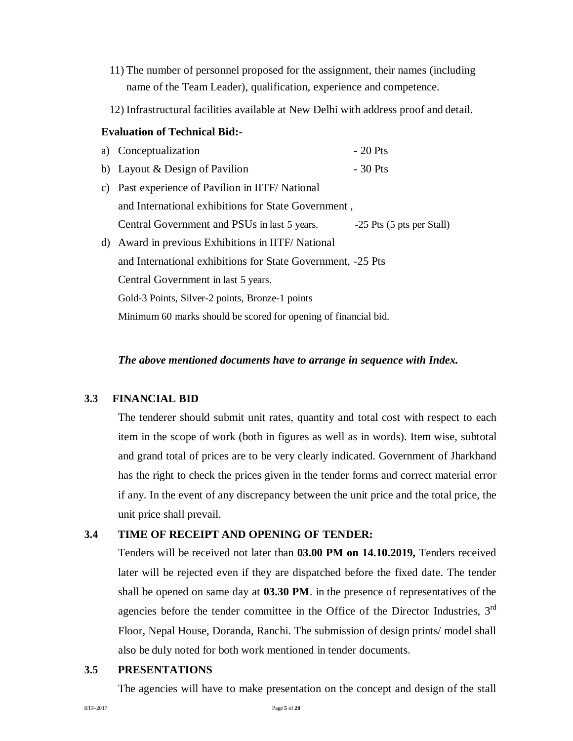11) The number of personnel proposed for the assignment, their names (including name of the Team Leader), qualification, experience and competence.

12) Infrastructural facilities available at New Delhi with address proof and detail.

**Evaluation of Technical Bid:-**

a) Conceptualization - 20 Pts

b) Layout & Design of Pavilion - 30 Pts

c) Past experience of Pavilion in IITF/ National and International exhibitions for State Government , Central Government and PSUs in last 5 years. -25 Pts (5 pts per Stall)

d) Award in previous Exhibitions in IITF/ National and International exhibitions for State Government, -25 Pts Central Government in last 5 years.
Gold-3 Points, Silver-2 points, Bronze-1 points
Minimum 60 marks should be scored for opening of financial bid.

***The above mentioned documents have to arrange in sequence with Index.***

### 3.3 FINANCIAL BID

The tenderer should submit unit rates, quantity and total cost with respect to each item in the scope of work (both in figures as well as in words). Item wise, subtotal and grand total of prices are to be very clearly indicated. Government of Jharkhand has the right to check the prices given in the tender forms and correct material error if any. In the event of any discrepancy between the unit price and the total price, the unit price shall prevail.

### 3.4 TIME OF RECEIPT AND OPENING OF TENDER:

Tenders will be received not later than **03.00 PM on 14.10.2019,** Tenders received later will be rejected even if they are dispatched before the fixed date. The tender shall be opened on same day at **03.30 PM**. in the presence of representatives of the agencies before the tender committee in the Office of the Director Industries, 3rd Floor, Nepal House, Doranda, Ranchi. The submission of design prints/ model shall also be duly noted for both work mentioned in tender documents.

### 3.5 PRESENTATIONS

The agencies will have to make presentation on the concept and design of the stall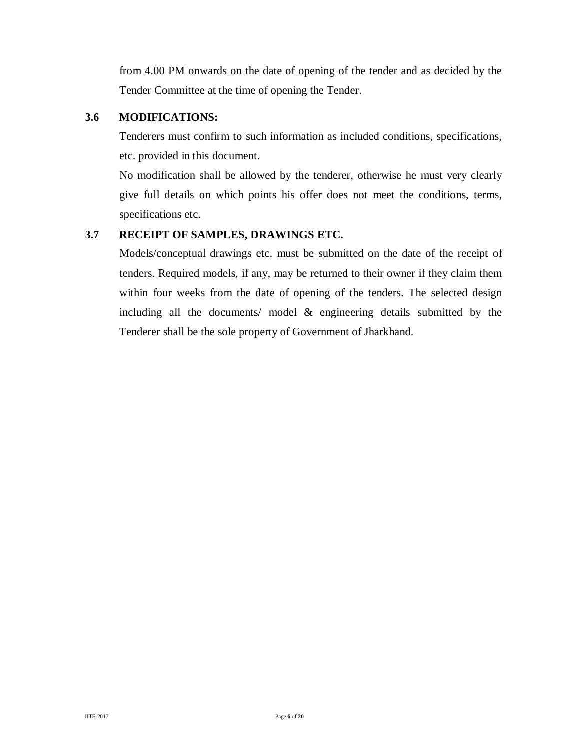from 4.00 PM onwards on the date of opening of the tender and as decided by the Tender Committee at the time of opening the Tender.

### 3.6 MODIFICATIONS:

Tenderers must confirm to such information as included conditions, specifications, etc. provided in this document.

No modification shall be allowed by the tenderer, otherwise he must very clearly give full details on which points his offer does not meet the conditions, terms, specifications etc.

### 3.7 RECEIPT OF SAMPLES, DRAWINGS ETC.

Models/conceptual drawings etc. must be submitted on the date of the receipt of tenders. Required models, if any, may be returned to their owner if they claim them within four weeks from the date of opening of the tenders. The selected design including all the documents/ model & engineering details submitted by the Tenderer shall be the sole property of Government of Jharkhand.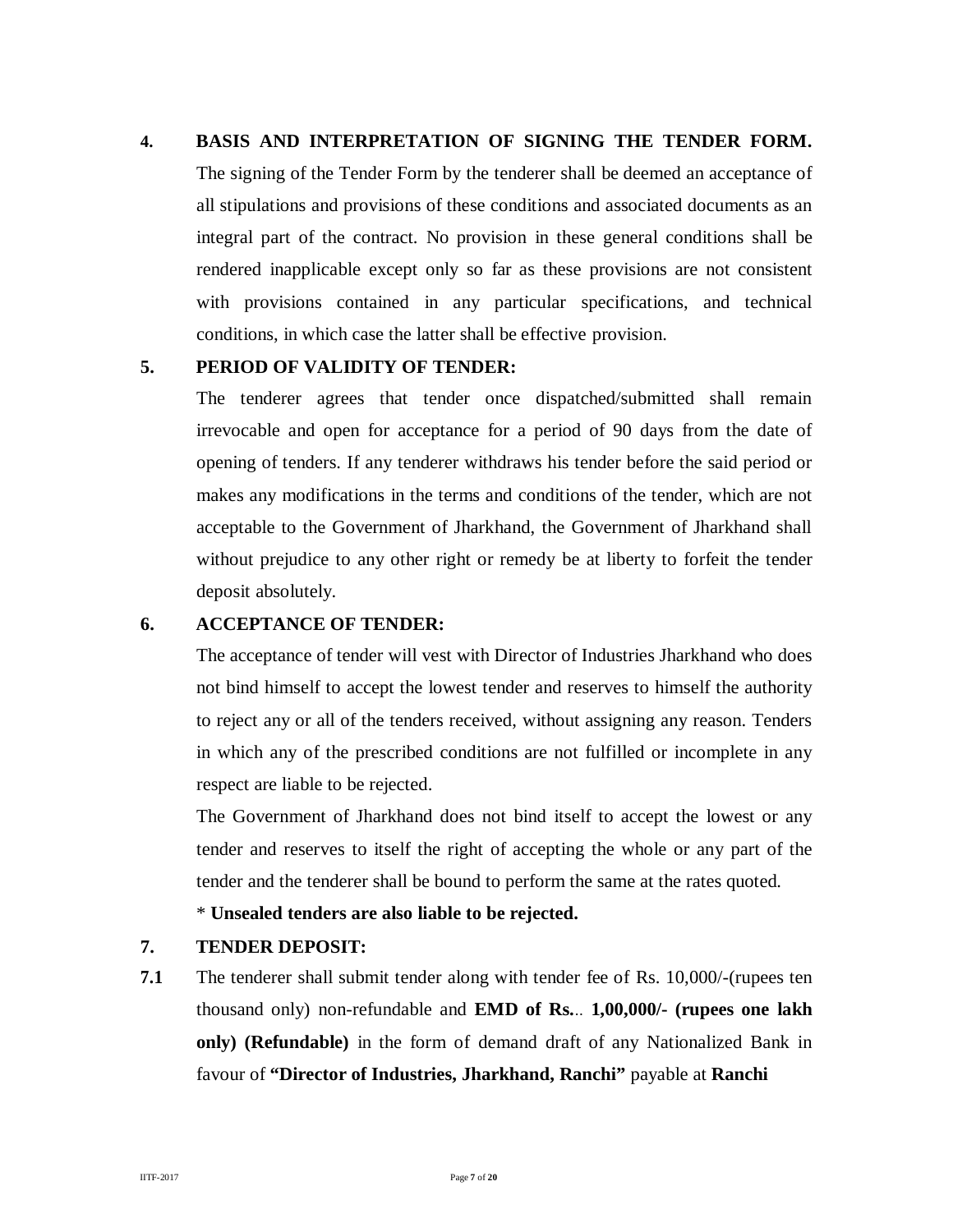**4. BASIS AND INTERPRETATION OF SIGNING THE TENDER FORM.**

The signing of the Tender Form by the tenderer shall be deemed an acceptance of all stipulations and provisions of these conditions and associated documents as an integral part of the contract. No provision in these general conditions shall be rendered inapplicable except only so far as these provisions are not consistent with provisions contained in any particular specifications, and technical conditions, in which case the latter shall be effective provision.

**5. PERIOD OF VALIDITY OF TENDER:**

The tenderer agrees that tender once dispatched/submitted shall remain irrevocable and open for acceptance for a period of 90 days from the date of opening of tenders. If any tenderer withdraws his tender before the said period or makes any modifications in the terms and conditions of the tender, which are not acceptable to the Government of Jharkhand, the Government of Jharkhand shall without prejudice to any other right or remedy be at liberty to forfeit the tender deposit absolutely.

**6. ACCEPTANCE OF TENDER:**

The acceptance of tender will vest with Director of Industries Jharkhand who does not bind himself to accept the lowest tender and reserves to himself the authority to reject any or all of the tenders received, without assigning any reason. Tenders in which any of the prescribed conditions are not fulfilled or incomplete in any respect are liable to be rejected.

The Government of Jharkhand does not bind itself to accept the lowest or any tender and reserves to itself the right of accepting the whole or any part of the tender and the tenderer shall be bound to perform the same at the rates quoted.

\* **Unsealed tenders are also liable to be rejected.**

**7. TENDER DEPOSIT:**

**7.1** The tenderer shall submit tender along with tender fee of Rs. 10,000/-(rupees ten thousand only) non-refundable and **EMD of Rs.**.. **1,00,000/- (rupees one lakh only) (Refundable)** in the form of demand draft of any Nationalized Bank in favour of **"Director of Industries, Jharkhand, Ranchi"** payable at **Ranchi**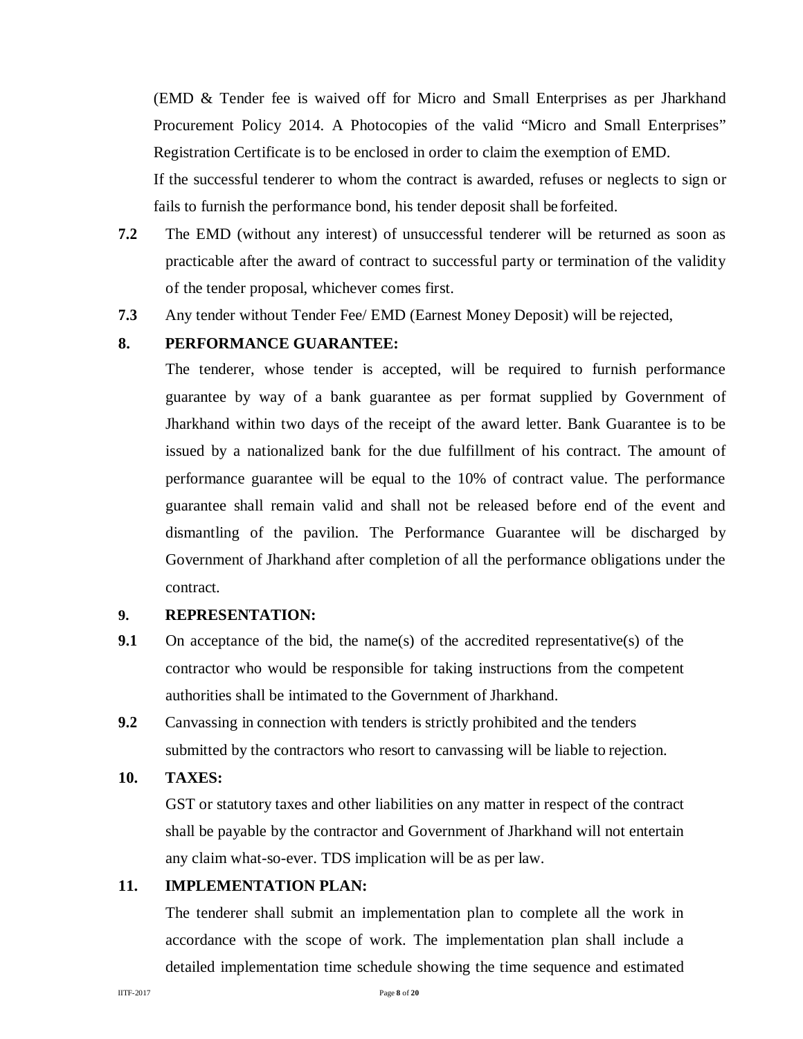(EMD & Tender fee is waived off for Micro and Small Enterprises as per Jharkhand Procurement Policy 2014. A Photocopies of the valid "Micro and Small Enterprises" Registration Certificate is to be enclosed in order to claim the exemption of EMD.

If the successful tenderer to whom the contract is awarded, refuses or neglects to sign or fails to furnish the performance bond, his tender deposit shall be forfeited.

**7.2** The EMD (without any interest) of unsuccessful tenderer will be returned as soon as practicable after the award of contract to successful party or termination of the validity of the tender proposal, whichever comes first.

**7.3** Any tender without Tender Fee/ EMD (Earnest Money Deposit) will be rejected,

**8. PERFORMANCE GUARANTEE:**

The tenderer, whose tender is accepted, will be required to furnish performance guarantee by way of a bank guarantee as per format supplied by Government of Jharkhand within two days of the receipt of the award letter. Bank Guarantee is to be issued by a nationalized bank for the due fulfillment of his contract. The amount of performance guarantee will be equal to the 10% of contract value. The performance guarantee shall remain valid and shall not be released before end of the event and dismantling of the pavilion. The Performance Guarantee will be discharged by Government of Jharkhand after completion of all the performance obligations under the contract.

**9. REPRESENTATION:**

**9.1** On acceptance of the bid, the name(s) of the accredited representative(s) of the contractor who would be responsible for taking instructions from the competent authorities shall be intimated to the Government of Jharkhand.

**9.2** Canvassing in connection with tenders is strictly prohibited and the tenders submitted by the contractors who resort to canvassing will be liable to rejection.

**10. TAXES:**

GST or statutory taxes and other liabilities on any matter in respect of the contract shall be payable by the contractor and Government of Jharkhand will not entertain any claim what-so-ever. TDS implication will be as per law.

**11. IMPLEMENTATION PLAN:**

The tenderer shall submit an implementation plan to complete all the work in accordance with the scope of work. The implementation plan shall include a detailed implementation time schedule showing the time sequence and estimated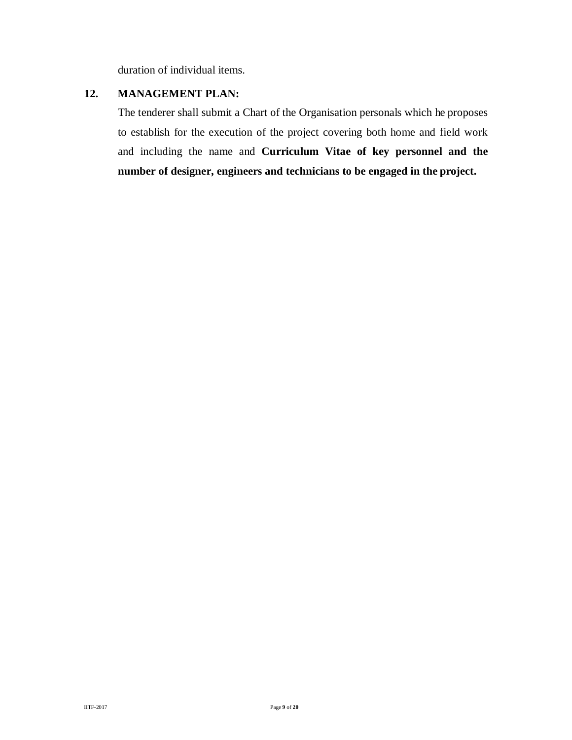duration of individual items.

**12. MANAGEMENT PLAN:**

The tenderer shall submit a Chart of the Organisation personals which he proposes to establish for the execution of the project covering both home and field work and including the name and **Curriculum Vitae of key personnel and the number of designer, engineers and technicians to be engaged in the project.**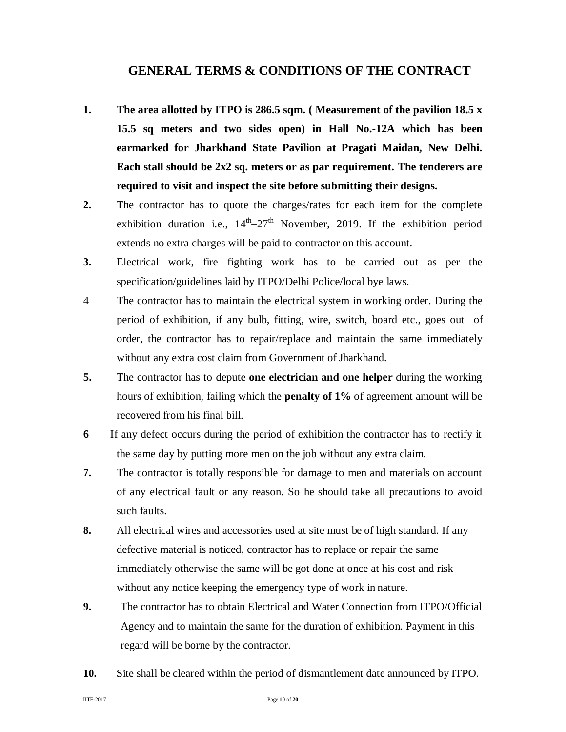## GENERAL TERMS & CONDITIONS OF THE CONTRACT

1. **The area allotted by ITPO is 286.5 sqm. ( Measurement of the pavilion 18.5 x 15.5 sq meters and two sides open) in Hall No.-12A which has been earmarked for Jharkhand State Pavilion at Pragati Maidan, New Delhi. Each stall should be 2x2 sq. meters or as par requirement. The tenderers are required to visit and inspect the site before submitting their designs.**
2. The contractor has to quote the charges/rates for each item for the complete exhibition duration i.e., 14th–27th November, 2019. If the exhibition period extends no extra charges will be paid to contractor on this account.
3. Electrical work, fire fighting work has to be carried out as per the specification/guidelines laid by ITPO/Delhi Police/local bye laws.
4. The contractor has to maintain the electrical system in working order. During the period of exhibition, if any bulb, fitting, wire, switch, board etc., goes out of order, the contractor has to repair/replace and maintain the same immediately without any extra cost claim from Government of Jharkhand.
5. The contractor has to depute **one electrician and one helper** during the working hours of exhibition, failing which the **penalty of 1%** of agreement amount will be recovered from his final bill.
6. If any defect occurs during the period of exhibition the contractor has to rectify it the same day by putting more men on the job without any extra claim.
7. The contractor is totally responsible for damage to men and materials on account of any electrical fault or any reason. So he should take all precautions to avoid such faults.
8. All electrical wires and accessories used at site must be of high standard. If any defective material is noticed, contractor has to replace or repair the same immediately otherwise the same will be got done at once at his cost and risk without any notice keeping the emergency type of work in nature.
9. The contractor has to obtain Electrical and Water Connection from ITPO/Official Agency and to maintain the same for the duration of exhibition. Payment in this regard will be borne by the contractor.
10. Site shall be cleared within the period of dismantlement date announced by ITPO.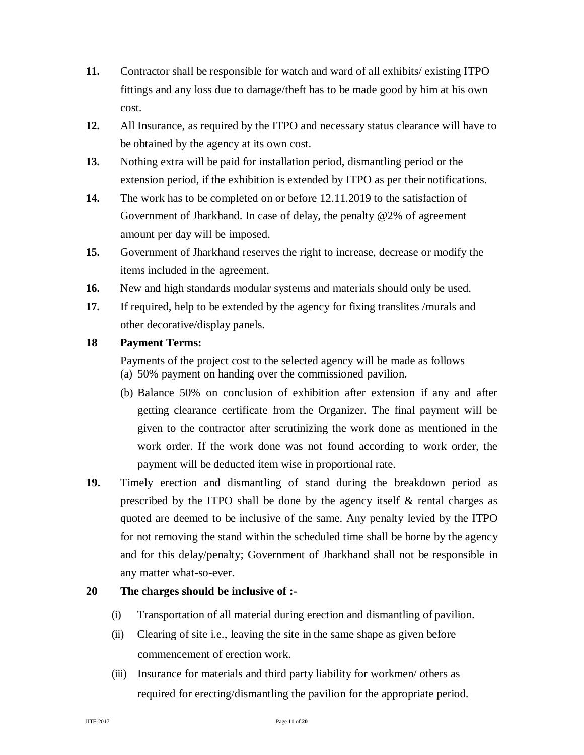**11.** Contractor shall be responsible for watch and ward of all exhibits/ existing ITPO fittings and any loss due to damage/theft has to be made good by him at his own cost.

**12.** All Insurance, as required by the ITPO and necessary status clearance will have to be obtained by the agency at its own cost.

**13.** Nothing extra will be paid for installation period, dismantling period or the extension period, if the exhibition is extended by ITPO as per their notifications.

**14.** The work has to be completed on or before 12.11.2019 to the satisfaction of Government of Jharkhand. In case of delay, the penalty @2% of agreement amount per day will be imposed.

**15.** Government of Jharkhand reserves the right to increase, decrease or modify the items included in the agreement.

**16.** New and high standards modular systems and materials should only be used.

**17.** If required, help to be extended by the agency for fixing translites /murals and other decorative/display panels.

**18** **Payment Terms:**

Payments of the project cost to the selected agency will be made as follows

(a) 50% payment on handing over the commissioned pavilion.

(b) Balance 50% on conclusion of exhibition after extension if any and after getting clearance certificate from the Organizer. The final payment will be given to the contractor after scrutinizing the work done as mentioned in the work order. If the work done was not found according to work order, the payment will be deducted item wise in proportional rate.

**19.** Timely erection and dismantling of stand during the breakdown period as prescribed by the ITPO shall be done by the agency itself & rental charges as quoted are deemed to be inclusive of the same. Any penalty levied by the ITPO for not removing the stand within the scheduled time shall be borne by the agency and for this delay/penalty; Government of Jharkhand shall not be responsible in any matter what-so-ever.

**20** **The charges should be inclusive of :-**

(i) Transportation of all material during erection and dismantling of pavilion.

(ii) Clearing of site i.e., leaving the site in the same shape as given before commencement of erection work.

(iii) Insurance for materials and third party liability for workmen/ others as required for erecting/dismantling the pavilion for the appropriate period.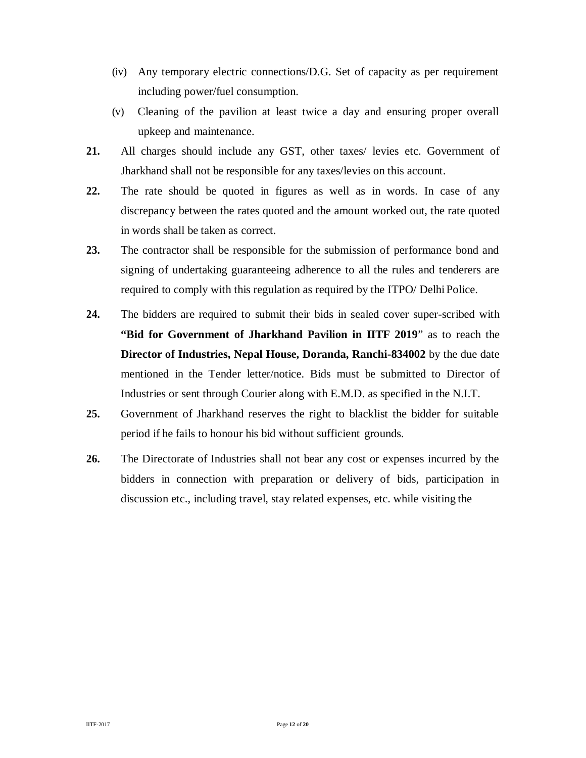(iv) Any temporary electric connections/D.G. Set of capacity as per requirement including power/fuel consumption.

(v) Cleaning of the pavilion at least twice a day and ensuring proper overall upkeep and maintenance.

**21.** All charges should include any GST, other taxes/ levies etc. Government of Jharkhand shall not be responsible for any taxes/levies on this account.

**22.** The rate should be quoted in figures as well as in words. In case of any discrepancy between the rates quoted and the amount worked out, the rate quoted in words shall be taken as correct.

**23.** The contractor shall be responsible for the submission of performance bond and signing of undertaking guaranteeing adherence to all the rules and tenderers are required to comply with this regulation as required by the ITPO/ Delhi Police.

**24.** The bidders are required to submit their bids in sealed cover super-scribed with **"Bid for Government of Jharkhand Pavilion in IITF 2019"** as to reach the **Director of Industries, Nepal House, Doranda, Ranchi-834002** by the due date mentioned in the Tender letter/notice. Bids must be submitted to Director of Industries or sent through Courier along with E.M.D. as specified in the N.I.T.

**25.** Government of Jharkhand reserves the right to blacklist the bidder for suitable period if he fails to honour his bid without sufficient grounds.

**26.** The Directorate of Industries shall not bear any cost or expenses incurred by the bidders in connection with preparation or delivery of bids, participation in discussion etc., including travel, stay related expenses, etc. while visiting the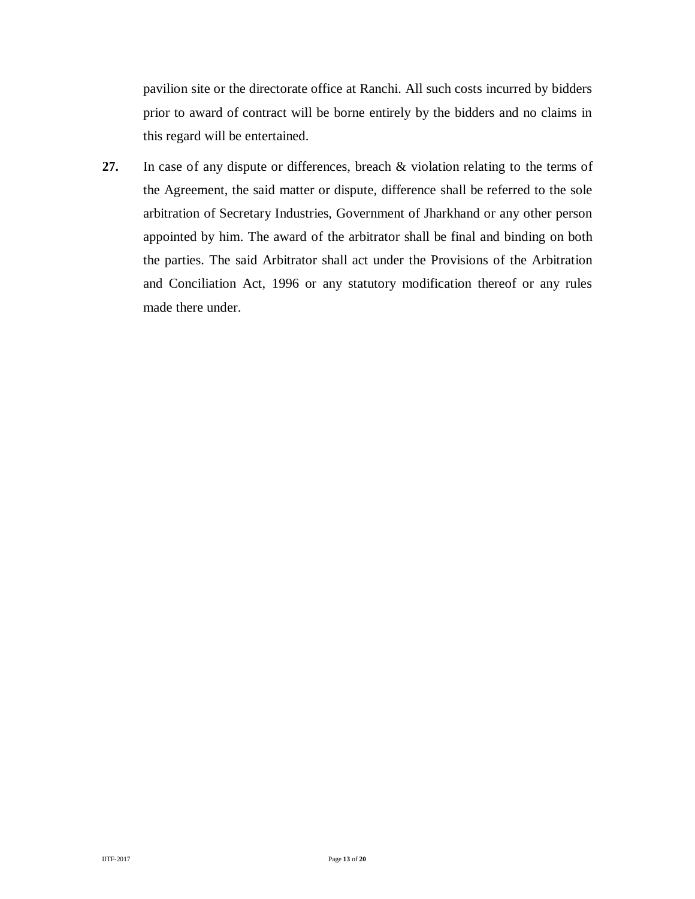pavilion site or the directorate office at Ranchi. All such costs incurred by bidders prior to award of contract will be borne entirely by the bidders and no claims in this regard will be entertained.

**27.** In case of any dispute or differences, breach & violation relating to the terms of the Agreement, the said matter or dispute, difference shall be referred to the sole arbitration of Secretary Industries, Government of Jharkhand or any other person appointed by him. The award of the arbitrator shall be final and binding on both the parties. The said Arbitrator shall act under the Provisions of the Arbitration and Conciliation Act, 1996 or any statutory modification thereof or any rules made there under.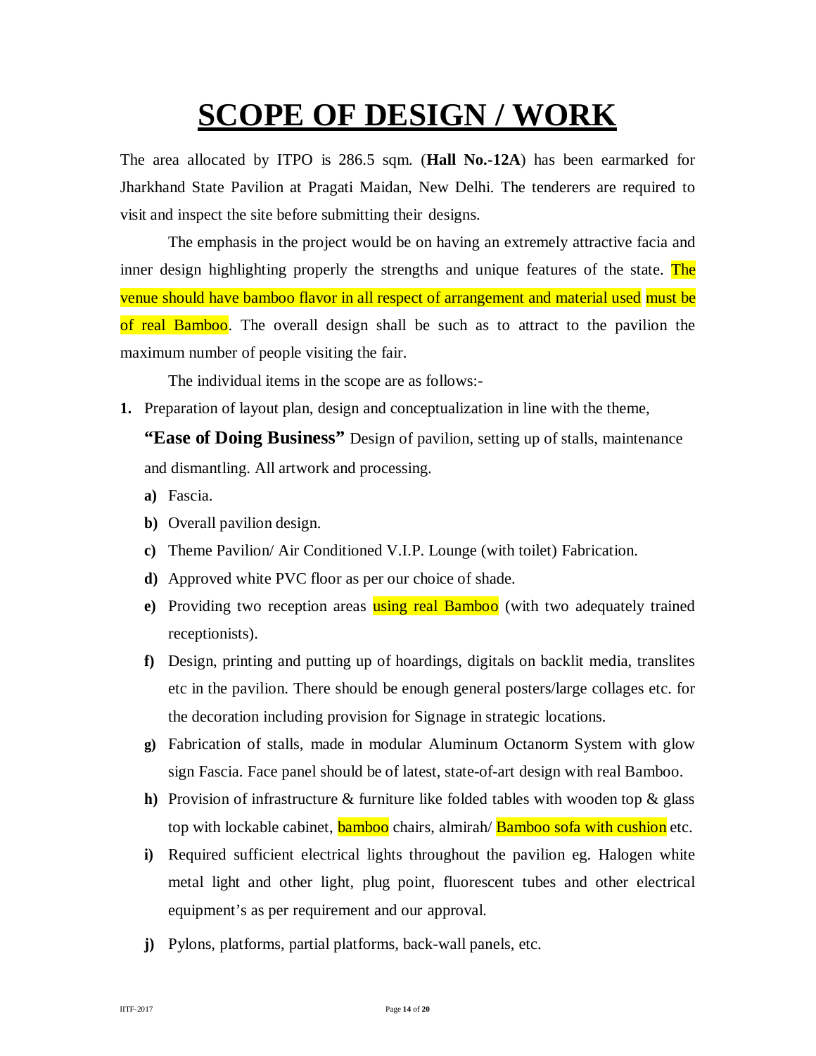# SCOPE OF DESIGN / WORK

The area allocated by ITPO is 286.5 sqm. (**Hall No.-12A**) has been earmarked for Jharkhand State Pavilion at Pragati Maidan, New Delhi. The tenderers are required to visit and inspect the site before submitting their designs.

The emphasis in the project would be on having an extremely attractive facia and inner design highlighting properly the strengths and unique features of the state. The venue should have bamboo flavor in all respect of arrangement and material used must be of real Bamboo. The overall design shall be such as to attract to the pavilion the maximum number of people visiting the fair.

The individual items in the scope are as follows:-

**1.** Preparation of layout plan, design and conceptualization in line with the theme, **"Ease of Doing Business"** Design of pavilion, setting up of stalls, maintenance and dismantling. All artwork and processing.

   **a)** Fascia.

   **b)** Overall pavilion design.

   **c)** Theme Pavilion/ Air Conditioned V.I.P. Lounge (with toilet) Fabrication.

   **d)** Approved white PVC floor as per our choice of shade.

   **e)** Providing two reception areas using real Bamboo (with two adequately trained receptionists).

   **f)** Design, printing and putting up of hoardings, digitals on backlit media, translites etc in the pavilion. There should be enough general posters/large collages etc. for the decoration including provision for Signage in strategic locations.

   **g)** Fabrication of stalls, made in modular Aluminum Octanorm System with glow sign Fascia. Face panel should be of latest, state-of-art design with real Bamboo.

   **h)** Provision of infrastructure & furniture like folded tables with wooden top & glass top with lockable cabinet, bamboo chairs, almirah/ Bamboo sofa with cushion etc.

   **i)** Required sufficient electrical lights throughout the pavilion eg. Halogen white metal light and other light, plug point, fluorescent tubes and other electrical equipment's as per requirement and our approval.

   **j)** Pylons, platforms, partial platforms, back-wall panels, etc.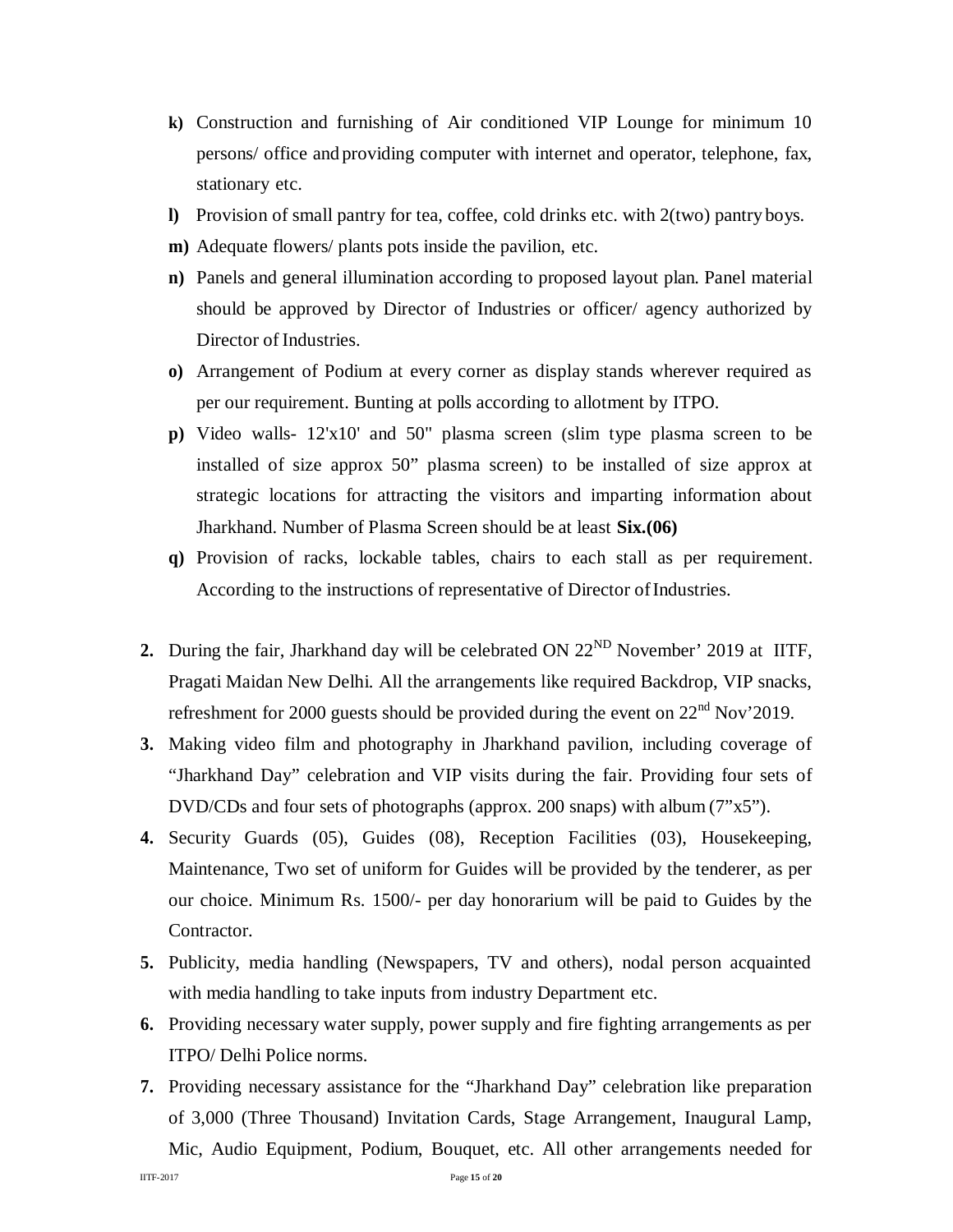- **k)** Construction and furnishing of Air conditioned VIP Lounge for minimum 10 persons/ office and providing computer with internet and operator, telephone, fax, stationary etc.
- **l)** Provision of small pantry for tea, coffee, cold drinks etc. with 2(two) pantry boys.
- **m)** Adequate flowers/ plants pots inside the pavilion, etc.
- **n)** Panels and general illumination according to proposed layout plan. Panel material should be approved by Director of Industries or officer/ agency authorized by Director of Industries.
- **o)** Arrangement of Podium at every corner as display stands wherever required as per our requirement. Bunting at polls according to allotment by ITPO.
- **p)** Video walls- 12'x10' and 50" plasma screen (slim type plasma screen to be installed of size approx 50" plasma screen) to be installed of size approx at strategic locations for attracting the visitors and imparting information about Jharkhand. Number of Plasma Screen should be at least **Six.(06)**
- **q)** Provision of racks, lockable tables, chairs to each stall as per requirement. According to the instructions of representative of Director of Industries.

**2.** During the fair, Jharkhand day will be celebrated ON 22ND November' 2019 at IITF, Pragati Maidan New Delhi. All the arrangements like required Backdrop, VIP snacks, refreshment for 2000 guests should be provided during the event on 22nd Nov'2019.

**3.** Making video film and photography in Jharkhand pavilion, including coverage of "Jharkhand Day" celebration and VIP visits during the fair. Providing four sets of DVD/CDs and four sets of photographs (approx. 200 snaps) with album (7"x5").

**4.** Security Guards (05), Guides (08), Reception Facilities (03), Housekeeping, Maintenance, Two set of uniform for Guides will be provided by the tenderer, as per our choice. Minimum Rs. 1500/- per day honorarium will be paid to Guides by the Contractor.

**5.** Publicity, media handling (Newspapers, TV and others), nodal person acquainted with media handling to take inputs from industry Department etc.

**6.** Providing necessary water supply, power supply and fire fighting arrangements as per ITPO/ Delhi Police norms.

**7.** Providing necessary assistance for the "Jharkhand Day" celebration like preparation of 3,000 (Three Thousand) Invitation Cards, Stage Arrangement, Inaugural Lamp, Mic, Audio Equipment, Podium, Bouquet, etc. All other arrangements needed for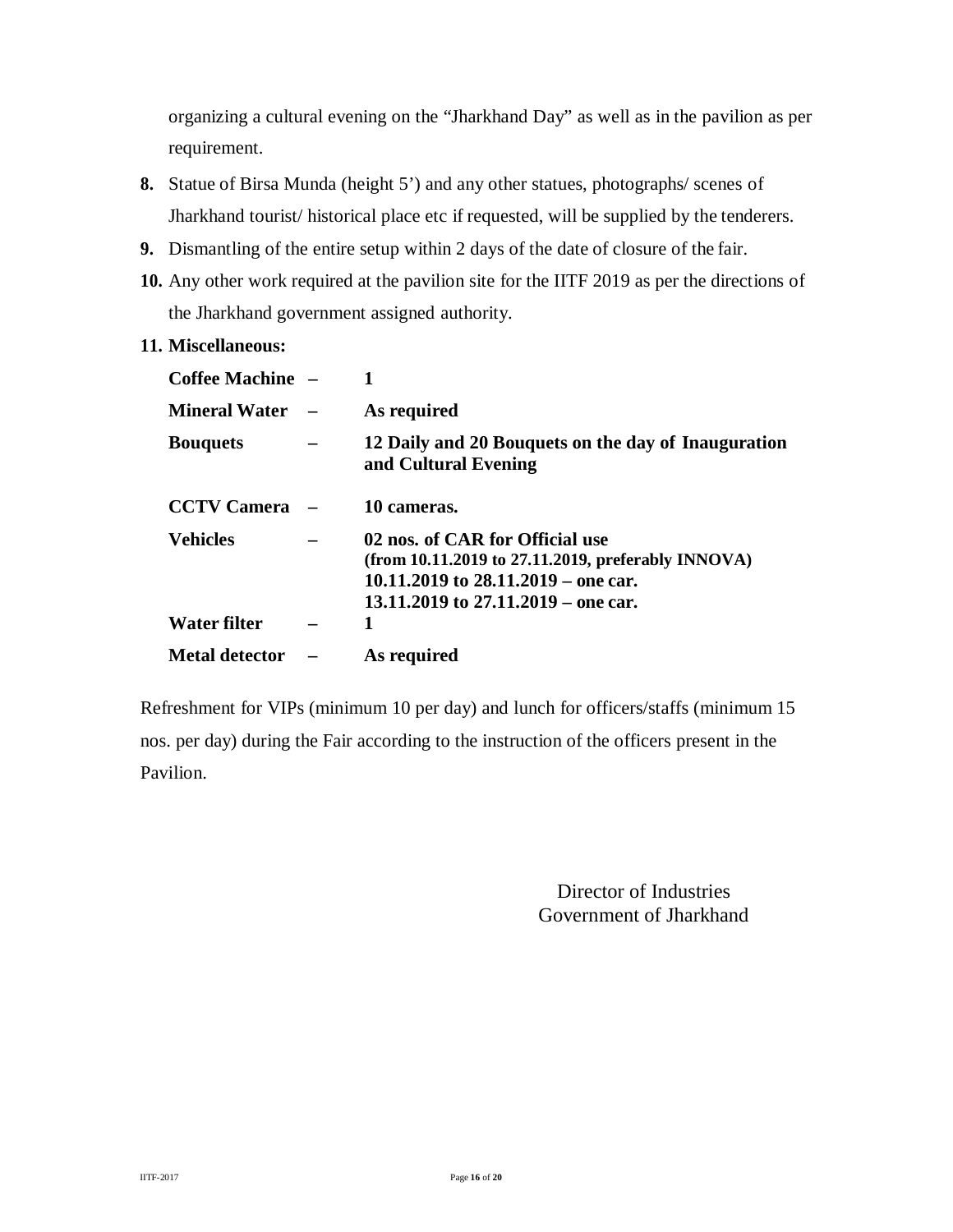organizing a cultural evening on the “Jharkhand Day” as well as in the pavilion as per requirement.

8. Statue of Birsa Munda (height 5’) and any other statues, photographs/ scenes of Jharkhand tourist/ historical place etc if requested, will be supplied by the tenderers.
9. Dismantling of the entire setup within 2 days of the date of closure of the fair.
10. Any other work required at the pavilion site for the IITF 2019 as per the directions of the Jharkhand government assigned authority.
11. **Miscellaneous:**

| | | |
|---|---|---|
| **Coffee Machine** | **–** | **1** |
| **Mineral Water** | **–** | **As required** |
| **Bouquets** | **–** | **12 Daily and 20 Bouquets on the day of Inauguration and Cultural Evening** |
| **CCTV Camera** | **–** | **10 cameras.** |
| **Vehicles** | **–** | **02 nos. of CAR for Official use (from 10.11.2019 to 27.11.2019, preferably INNOVA) 10.11.2019 to 28.11.2019 – one car. 13.11.2019 to 27.11.2019 – one car.** |
| **Water filter** | **–** | **1** |
| **Metal detector** | **–** | **As required** |

Refreshment for VIPs (minimum 10 per day) and lunch for officers/staffs (minimum 15 nos. per day) during the Fair according to the instruction of the officers present in the Pavilion.

Director of Industries
Government of Jharkhand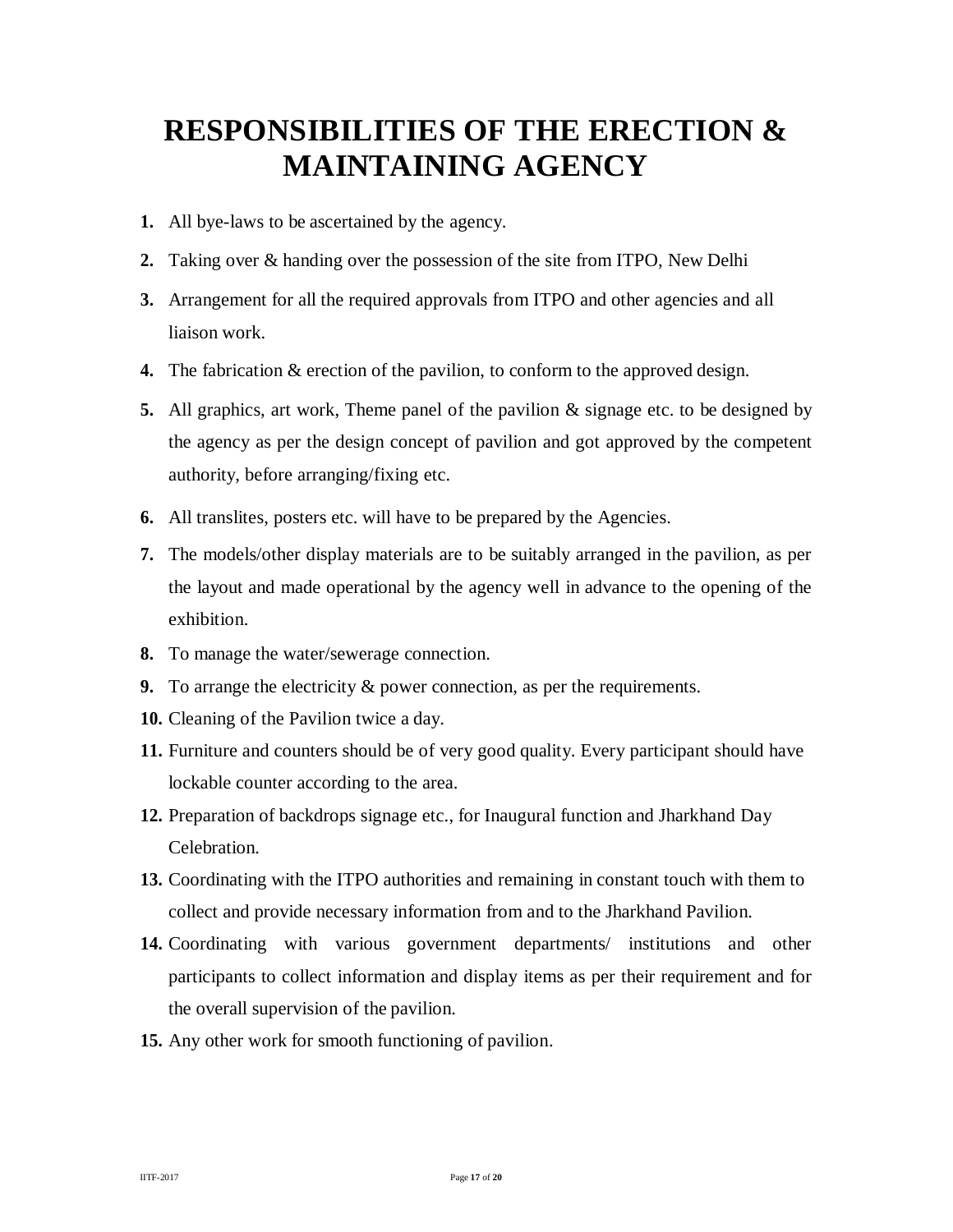# RESPONSIBILITIES OF THE ERECTION & MAINTAINING AGENCY

1. All bye-laws to be ascertained by the agency.
2. Taking over & handing over the possession of the site from ITPO, New Delhi
3. Arrangement for all the required approvals from ITPO and other agencies and all liaison work.
4. The fabrication & erection of the pavilion, to conform to the approved design.
5. All graphics, art work, Theme panel of the pavilion & signage etc. to be designed by the agency as per the design concept of pavilion and got approved by the competent authority, before arranging/fixing etc.
6. All translites, posters etc. will have to be prepared by the Agencies.
7. The models/other display materials are to be suitably arranged in the pavilion, as per the layout and made operational by the agency well in advance to the opening of the exhibition.
8. To manage the water/sewerage connection.
9. To arrange the electricity & power connection, as per the requirements.
10. Cleaning of the Pavilion twice a day.
11. Furniture and counters should be of very good quality. Every participant should have lockable counter according to the area.
12. Preparation of backdrops signage etc., for Inaugural function and Jharkhand Day Celebration.
13. Coordinating with the ITPO authorities and remaining in constant touch with them to collect and provide necessary information from and to the Jharkhand Pavilion.
14. Coordinating with various government departments/ institutions and other participants to collect information and display items as per their requirement and for the overall supervision of the pavilion.
15. Any other work for smooth functioning of pavilion.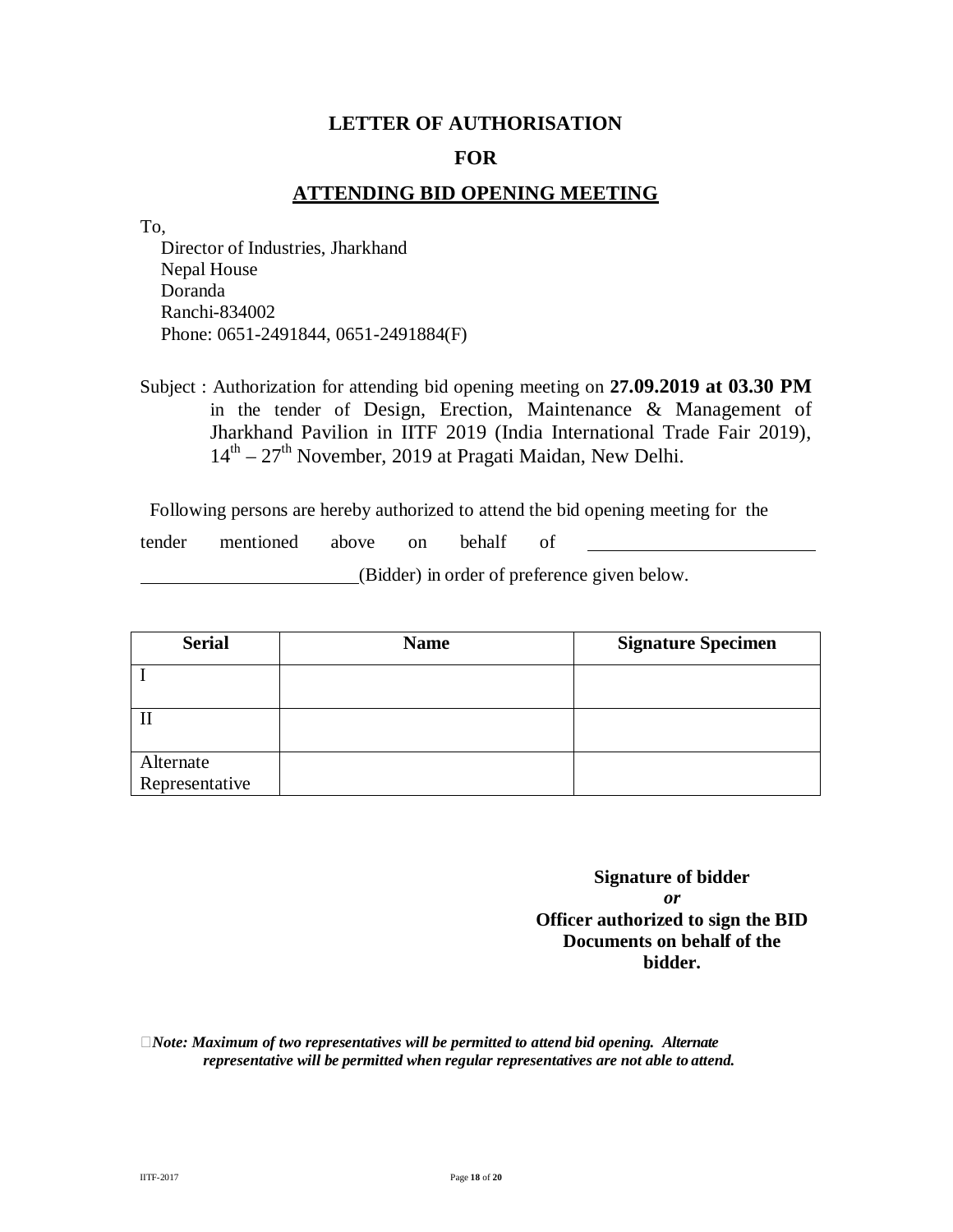# LETTER OF AUTHORISATION

# FOR

# <u>ATTENDING BID OPENING MEETING</u>

To,

Director of Industries, Jharkhand
Nepal House
Doranda
Ranchi-834002
Phone: 0651-2491844, 0651-2491884(F)

Subject : Authorization for attending bid opening meeting on **27.09.2019 at 03.30 PM** in the tender of Design, Erection, Maintenance & Management of Jharkhand Pavilion in IITF 2019 (India International Trade Fair 2019), 14th – 27th November, 2019 at Pragati Maidan, New Delhi.

Following persons are hereby authorized to attend the bid opening meeting for the tender mentioned above on behalf of ______________________________ ______________________(Bidder) in order of preference given below.

| Serial | Name | Signature Specimen |
|---|---|---|
| I | | |
| II | | |
| Alternate Representative | | |

**Signature of bidder**
***or***
**Officer authorized to sign the BID Documents on behalf of the bidder.**

***Note: Maximum of two representatives will be permitted to attend bid opening. Alternate representative will be permitted when regular representatives are not able to attend.***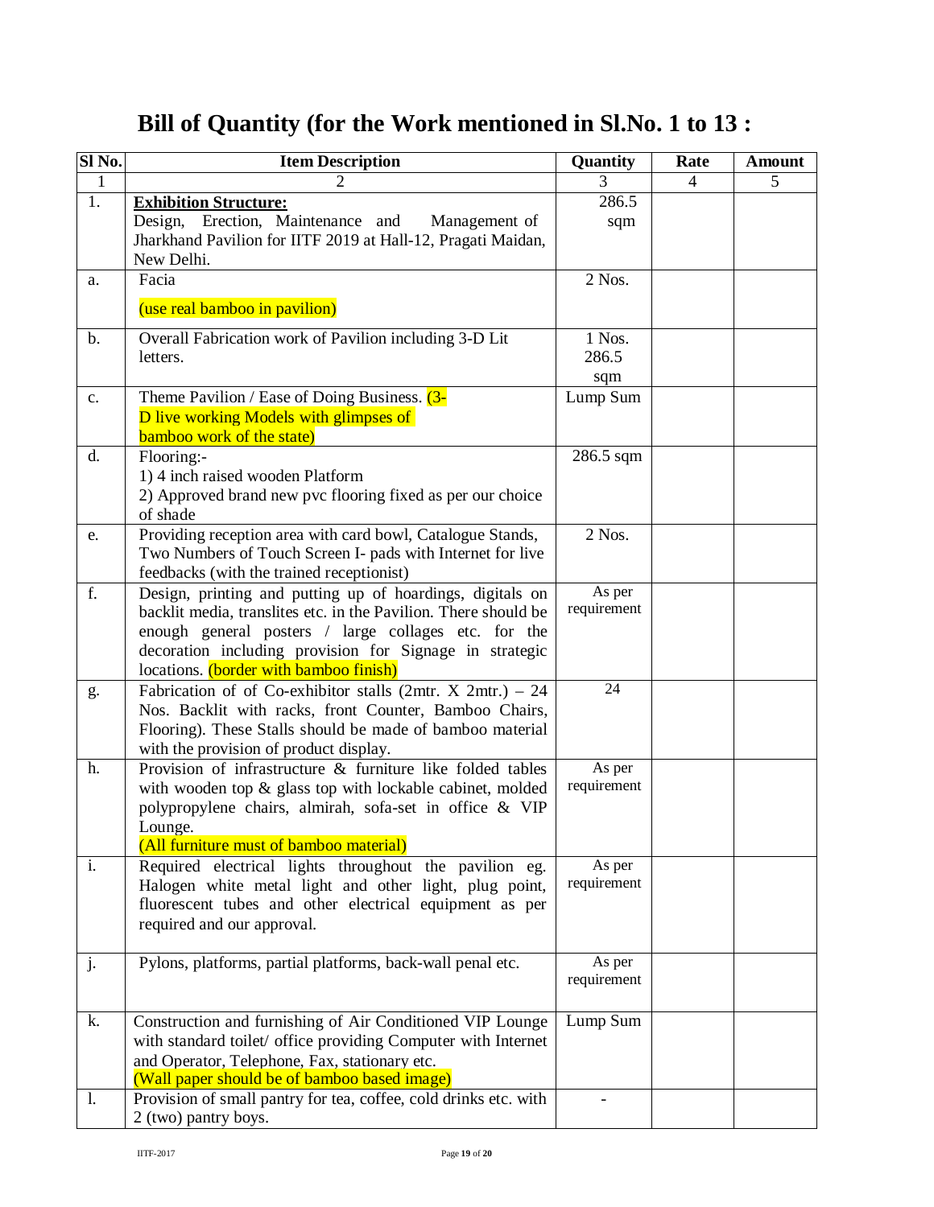# Bill of Quantity (for the Work mentioned in Sl.No. 1 to 13 :

| Sl No. | Item Description | Quantity | Rate | Amount |
|---|---|---|---|---|
| 1 | 2 | 3 | 4 | 5 |
| 1. | **Exhibition Structure:**<br>Design, Erection, Maintenance and Management of Jharkhand Pavilion for IITF 2019 at Hall-12, Pragati Maidan, New Delhi. | 286.5 sqm | | |
| a. | Facia<br>(use real bamboo in pavilion) | 2 Nos. | | |
| b. | Overall Fabrication work of Pavilion including 3-D Lit letters. | 1 Nos. 286.5 sqm | | |
| c. | Theme Pavilion / Ease of Doing Business. (3-D live working Models with glimpses of bamboo work of the state) | Lump Sum | | |
| d. | Flooring:-<br>1) 4 inch raised wooden Platform<br>2) Approved brand new pvc flooring fixed as per our choice of shade | 286.5 sqm | | |
| e. | Providing reception area with card bowl, Catalogue Stands, Two Numbers of Touch Screen I- pads with Internet for live feedbacks (with the trained receptionist) | 2 Nos. | | |
| f. | Design, printing and putting up of hoardings, digitals on backlit media, translites etc. in the Pavilion. There should be enough general posters / large collages etc. for the decoration including provision for Signage in strategic locations. (border with bamboo finish) | As per requirement | | |
| g. | Fabrication of of Co-exhibitor stalls (2mtr. X 2mtr.) – 24 Nos. Backlit with racks, front Counter, Bamboo Chairs, Flooring). These Stalls should be made of bamboo material with the provision of product display. | 24 | | |
| h. | Provision of infrastructure & furniture like folded tables with wooden top & glass top with lockable cabinet, molded polypropylene chairs, almirah, sofa-set in office & VIP Lounge.<br>(All furniture must of bamboo material) | As per requirement | | |
| i. | Required electrical lights throughout the pavilion eg. Halogen white metal light and other light, plug point, fluorescent tubes and other electrical equipment as per required and our approval. | As per requirement | | |
| j. | Pylons, platforms, partial platforms, back-wall penal etc. | As per requirement | | |
| k. | Construction and furnishing of Air Conditioned VIP Lounge with standard toilet/ office providing Computer with Internet and Operator, Telephone, Fax, stationary etc.<br>(Wall paper should be of bamboo based image) | Lump Sum | | |
| l. | Provision of small pantry for tea, coffee, cold drinks etc. with 2 (two) pantry boys. | - | | |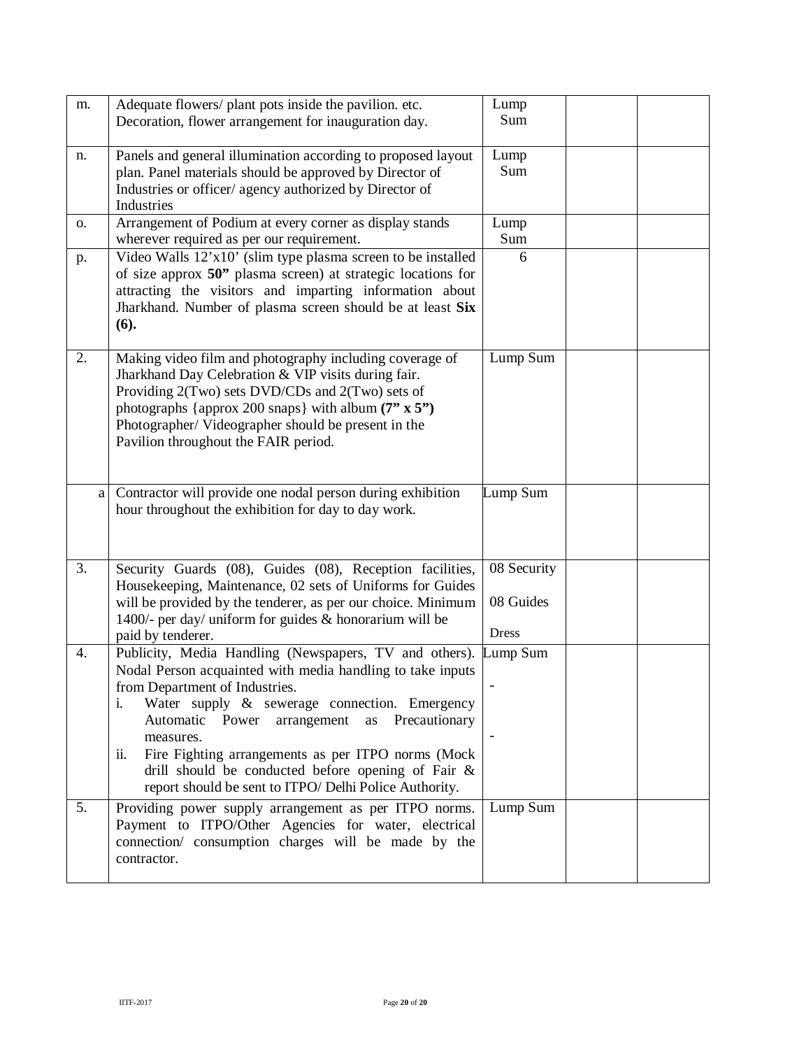| | | | | |
|---|---|---|---|---|
| m. | Adequate flowers/ plant pots inside the pavilion. etc. Decoration, flower arrangement for inauguration day. | Lump Sum | | |
| n. | Panels and general illumination according to proposed layout plan. Panel materials should be approved by Director of Industries or officer/ agency authorized by Director of Industries | Lump Sum | | |
| o. | Arrangement of Podium at every corner as display stands wherever required as per our requirement. | Lump Sum | | |
| p. | Video Walls 12'x10' (slim type plasma screen to be installed of size approx **50"** plasma screen) at strategic locations for attracting the visitors and imparting information about Jharkhand. Number of plasma screen should be at least **Six (6).** | 6 | | |
| 2. | Making video film and photography including coverage of Jharkhand Day Celebration & VIP visits during fair. Providing 2(Two) sets DVD/CDs and 2(Two) sets of photographs {approx 200 snaps} with album **(7" x 5")** Photographer/ Videographer should be present in the Pavilion throughout the FAIR period. | Lump Sum | | |
| a | Contractor will provide one nodal person during exhibition hour throughout the exhibition for day to day work. | Lump Sum | | |
| 3. | Security Guards (08), Guides (08), Reception facilities, Housekeeping, Maintenance, 02 sets of Uniforms for Guides will be provided by the tenderer, as per our choice. Minimum 1400/- per day/ uniform for guides & honorarium will be paid by tenderer. | 08 Security<br>08 Guides<br>Dress | | |
| 4. | Publicity, Media Handling (Newspapers, TV and others). Nodal Person acquainted with media handling to take inputs from Department of Industries.<br>i. Water supply & sewerage connection. Emergency Automatic Power arrangement as Precautionary measures.<br>ii. Fire Fighting arrangements as per ITPO norms (Mock drill should be conducted before opening of Fair & report should be sent to ITPO/ Delhi Police Authority. | Lump Sum<br>-<br>- | | |
| 5. | Providing power supply arrangement as per ITPO norms. Payment to ITPO/Other Agencies for water, electrical connection/ consumption charges will be made by the contractor. | Lump Sum | | |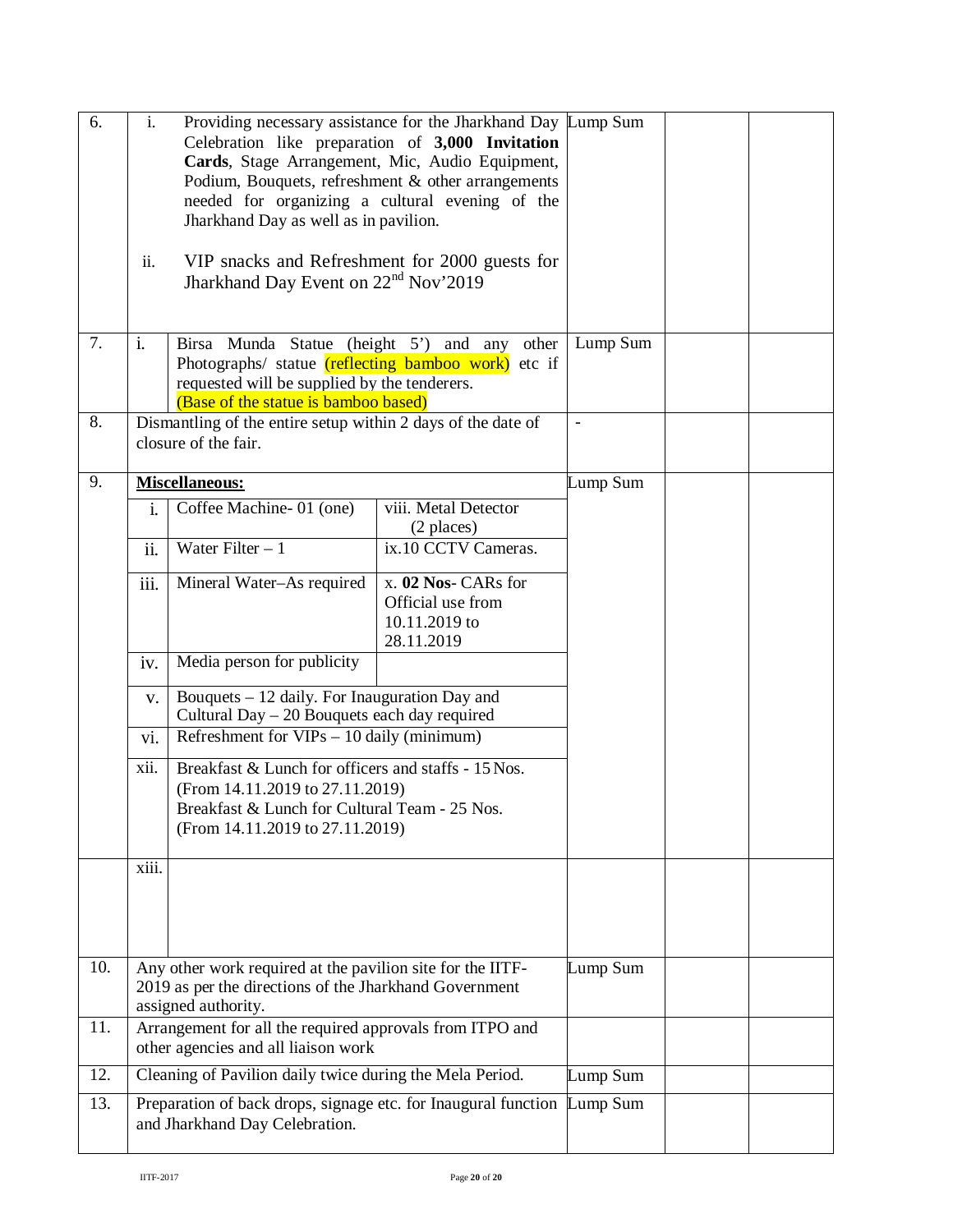| | | | | |
|---|---|---|---|---|
| 6. | i. Providing necessary assistance for the Jharkhand Day Celebration like preparation of **3,000 Invitation Cards**, Stage Arrangement, Mic, Audio Equipment, Podium, Bouquets, refreshment & other arrangements needed for organizing a cultural evening of the Jharkhand Day as well as in pavilion.<br><br>ii. VIP snacks and Refreshment for 2000 guests for Jharkhand Day Event on 22nd Nov'2019 | Lump Sum | | |
| 7. | i. Birsa Munda Statue (height 5') and any other Photographs/ statue (reflecting bamboo work) etc if requested will be supplied by the tenderers. (Base of the statue is bamboo based) | Lump Sum | | |
| 8. | Dismantling of the entire setup within 2 days of the date of closure of the fair. | - | | |
| 9. | **Miscellaneous:**<br>i. Coffee Machine- 01 (one)<br>ii. Water Filter – 1<br>iii. Mineral Water–As required<br>iv. Media person for publicity<br>v. Bouquets – 12 daily. For Inauguration Day and Cultural Day – 20 Bouquets each day required<br>vi. Refreshment for VIPs – 10 daily (minimum)<br>viii. Metal Detector (2 places)<br>ix. 10 CCTV Cameras.<br>x. **02 Nos**- CARs for Official use from 10.11.2019 to 28.11.2019<br>xii. Breakfast & Lunch for officers and staffs - 15 Nos. (From 14.11.2019 to 27.11.2019) Breakfast & Lunch for Cultural Team - 25 Nos. (From 14.11.2019 to 27.11.2019)<br>xiii. | Lump Sum | | |
| 10. | Any other work required at the pavilion site for the IITF-2019 as per the directions of the Jharkhand Government assigned authority. | Lump Sum | | |
| 11. | Arrangement for all the required approvals from ITPO and other agencies and all liaison work | | | |
| 12. | Cleaning of Pavilion daily twice during the Mela Period. | Lump Sum | | |
| 13. | Preparation of back drops, signage etc. for Inaugural function and Jharkhand Day Celebration. | Lump Sum | | |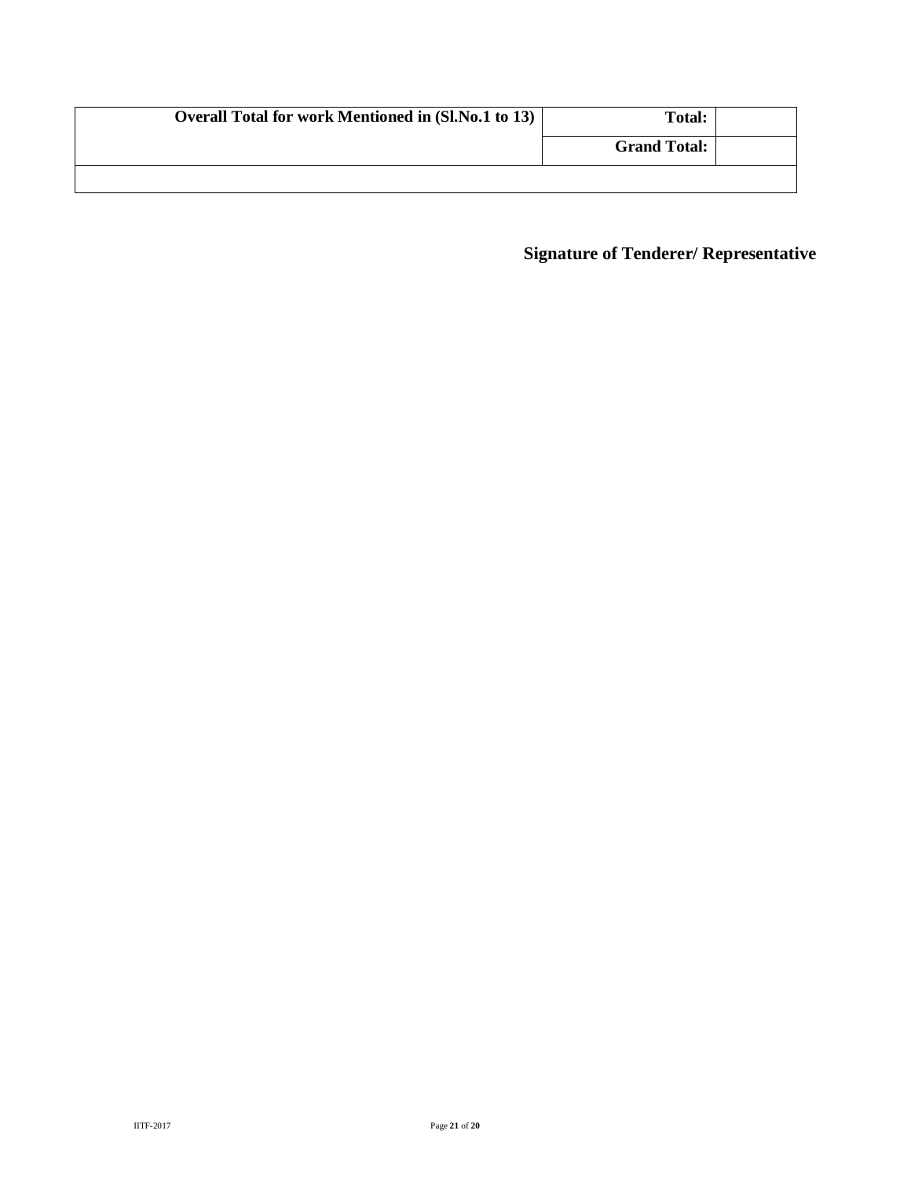| | | |
|---|---|---|
| **Overall Total for work Mentioned in (Sl.No.1 to 13)** | **Total:** | |
| | **Grand Total:** | |
| | | |

**Signature of Tenderer/ Representative**